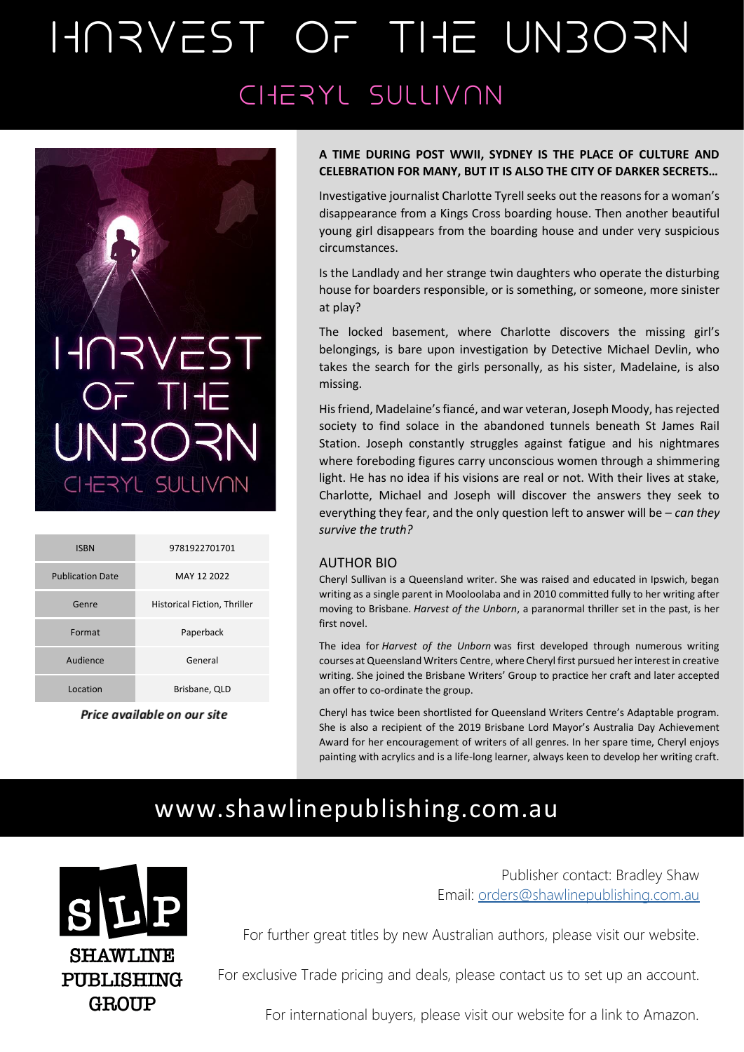# HARVEST OF THE UNBORN

## CHERYL SULLIVAN

| ISBN | 9781922701701 |
|---|---|
| Publication Date | MAY 12 2022 |
| Genre | Historical Fiction, Thriller |
| Format | Paperback |
| Audience | General |
| Location | Brisbane, QLD |

***Price available on our site***

**A TIME DURING POST WWII, SYDNEY IS THE PLACE OF CULTURE AND CELEBRATION FOR MANY, BUT IT IS ALSO THE CITY OF DARKER SECRETS…**

Investigative journalist Charlotte Tyrell seeks out the reasons for a woman's disappearance from a Kings Cross boarding house. Then another beautiful young girl disappears from the boarding house and under very suspicious circumstances.

Is the Landlady and her strange twin daughters who operate the disturbing house for boarders responsible, or is something, or someone, more sinister at play?

The locked basement, where Charlotte discovers the missing girl's belongings, is bare upon investigation by Detective Michael Devlin, who takes the search for the girls personally, as his sister, Madelaine, is also missing.

His friend, Madelaine's fiancé, and war veteran, Joseph Moody, has rejected society to find solace in the abandoned tunnels beneath St James Rail Station. Joseph constantly struggles against fatigue and his nightmares where foreboding figures carry unconscious women through a shimmering light. He has no idea if his visions are real or not. With their lives at stake, Charlotte, Michael and Joseph will discover the answers they seek to everything they fear, and the only question left to answer will be – *can they survive the truth?*

### AUTHOR BIO

Cheryl Sullivan is a Queensland writer. She was raised and educated in Ipswich, began writing as a single parent in Mooloolaba and in 2010 committed fully to her writing after moving to Brisbane. *Harvest of the Unborn*, a paranormal thriller set in the past, is her first novel.

The idea for *Harvest of the Unborn* was first developed through numerous writing courses at Queensland Writers Centre, where Cheryl first pursued her interest in creative writing. She joined the Brisbane Writers' Group to practice her craft and later accepted an offer to co-ordinate the group.

Cheryl has twice been shortlisted for Queensland Writers Centre's Adaptable program. She is also a recipient of the 2019 Brisbane Lord Mayor's Australia Day Achievement Award for her encouragement of writers of all genres. In her spare time, Cheryl enjoys painting with acrylics and is a life-long learner, always keen to develop her writing craft.

## www.shawlinepublishing.com.au

SLP
SHAWLINE PUBLISHING GROUP

Publisher contact: Bradley Shaw
Email: orders@shawlinepublishing.com.au

For further great titles by new Australian authors, please visit our website.

For exclusive Trade pricing and deals, please contact us to set up an account.

For international buyers, please visit our website for a link to Amazon.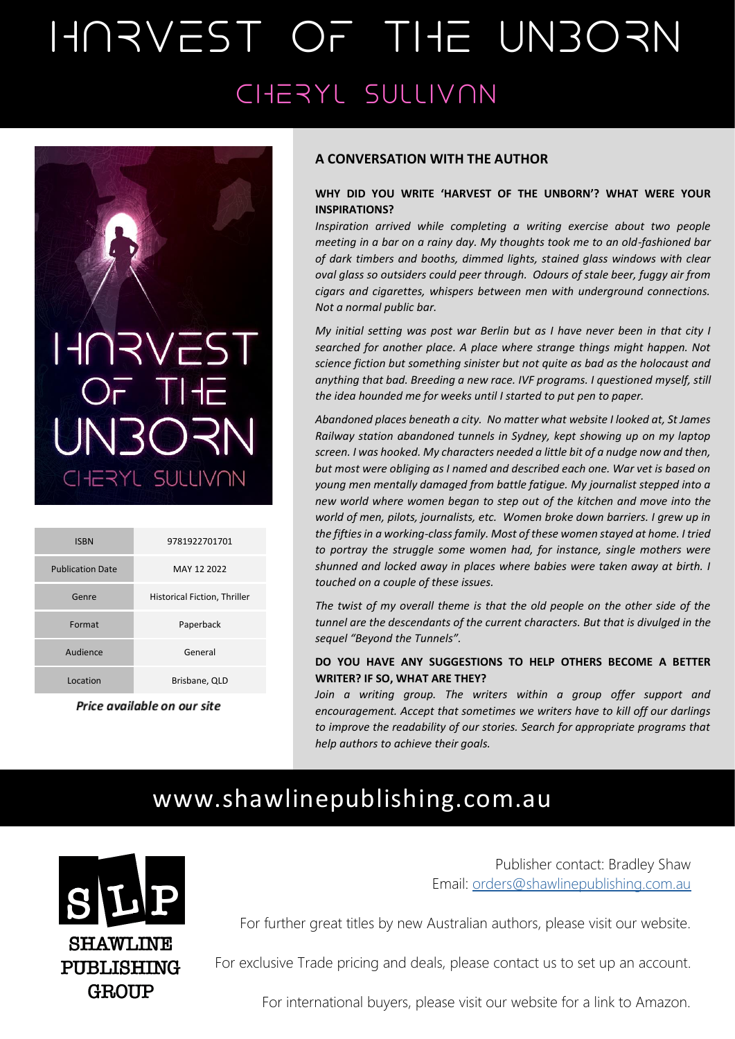# HARVEST OF THE UNBORN

## CHERYL SULLIVAN

| | |
|---|---|
| ISBN | 9781922701701 |
| Publication Date | MAY 12 2022 |
| Genre | Historical Fiction, Thriller |
| Format | Paperback |
| Audience | General |
| Location | Brisbane, QLD |

***Price available on our site***

### A CONVERSATION WITH THE AUTHOR

**WHY DID YOU WRITE 'HARVEST OF THE UNBORN'? WHAT WERE YOUR INSPIRATIONS?**

*Inspiration arrived while completing a writing exercise about two people meeting in a bar on a rainy day. My thoughts took me to an old-fashioned bar of dark timbers and booths, dimmed lights, stained glass windows with clear oval glass so outsiders could peer through. Odours of stale beer, fuggy air from cigars and cigarettes, whispers between men with underground connections. Not a normal public bar.*

*My initial setting was post war Berlin but as I have never been in that city I searched for another place. A place where strange things might happen. Not science fiction but something sinister but not quite as bad as the holocaust and anything that bad. Breeding a new race. IVF programs. I questioned myself, still the idea hounded me for weeks until I started to put pen to paper.*

*Abandoned places beneath a city. No matter what website I looked at, St James Railway station abandoned tunnels in Sydney, kept showing up on my laptop screen. I was hooked. My characters needed a little bit of a nudge now and then, but most were obliging as I named and described each one. War vet is based on young men mentally damaged from battle fatigue. My journalist stepped into a new world where women began to step out of the kitchen and move into the world of men, pilots, journalists, etc. Women broke down barriers. I grew up in the fifties in a working-class family. Most of these women stayed at home. I tried to portray the struggle some women had, for instance, single mothers were shunned and locked away in places where babies were taken away at birth. I touched on a couple of these issues.*

*The twist of my overall theme is that the old people on the other side of the tunnel are the descendants of the current characters. But that is divulged in the sequel "Beyond the Tunnels".*

**DO YOU HAVE ANY SUGGESTIONS TO HELP OTHERS BECOME A BETTER WRITER? IF SO, WHAT ARE THEY?**

*Join a writing group. The writers within a group offer support and encouragement. Accept that sometimes we writers have to kill off our darlings to improve the readability of our stories. Search for appropriate programs that help authors to achieve their goals.*

## www.shawlinepublishing.com.au

SHAWLINE PUBLISHING GROUP

Publisher contact: Bradley Shaw
Email: orders@shawlinepublishing.com.au

For further great titles by new Australian authors, please visit our website.

For exclusive Trade pricing and deals, please contact us to set up an account.

For international buyers, please visit our website for a link to Amazon.